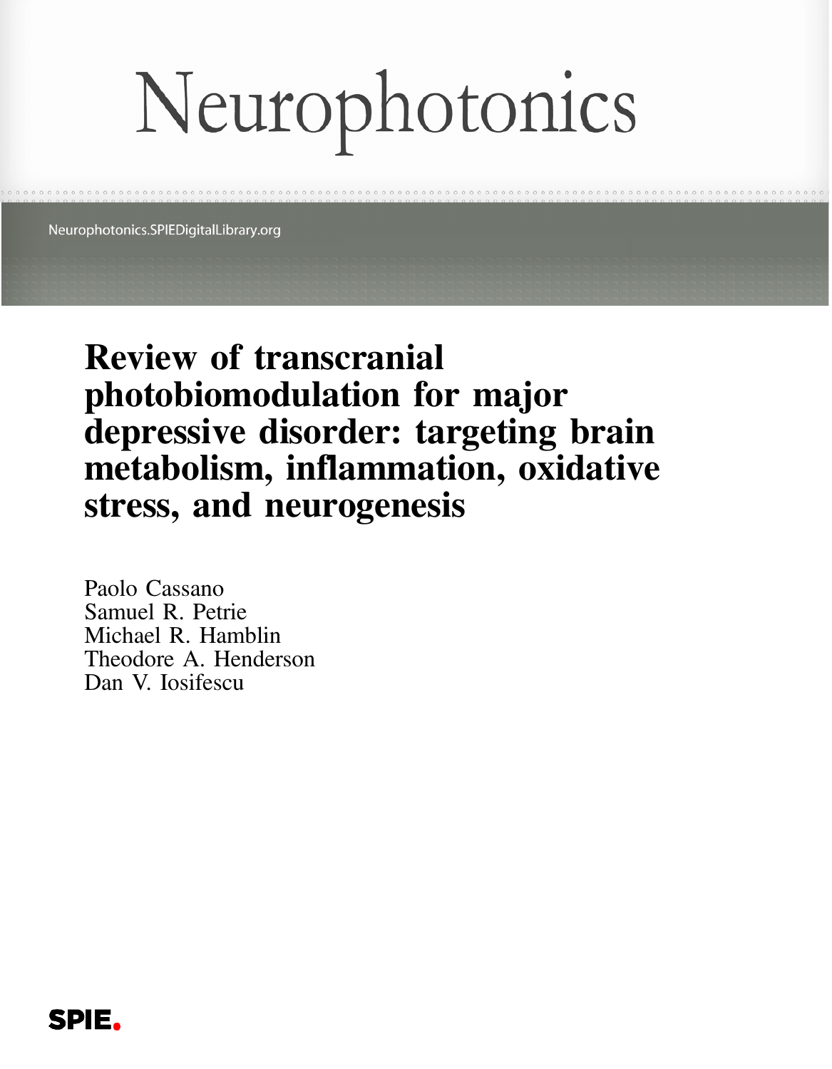# Neurophotonics

Neurophotonics.SPIEDigitalLibrary.org

## Review of transcranial photobiomodulation for major depressive disorder: targeting brain metabolism, inflammation, oxidative stress, and neurogenesis

Paolo Cassano
Samuel R. Petrie
Michael R. Hamblin
Theodore A. Henderson
Dan V. Iosifescu

SPIE.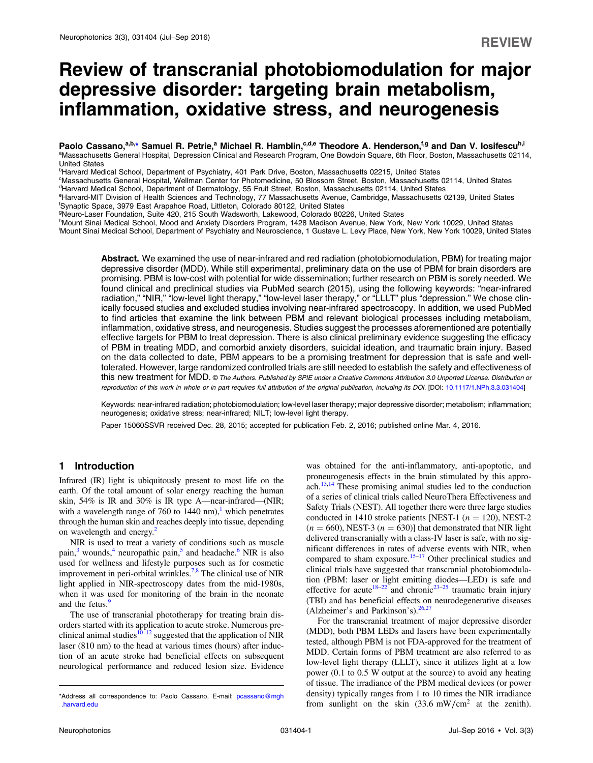# Review of transcranial photobiomodulation for major depressive disorder: targeting brain metabolism, inflammation, oxidative stress, and neurogenesis

**Paolo Cassano,[a,b,*] Samuel R. Petrie,[a] Michael R. Hamblin,[c,d,e] Theodore A. Henderson,[f,g] and Dan V. Iosifescu[h,i]**

[a]Massachusetts General Hospital, Depression Clinical and Research Program, One Bowdoin Square, 6th Floor, Boston, Massachusetts 02114, United States
[b]Harvard Medical School, Department of Psychiatry, 401 Park Drive, Boston, Massachusetts 02215, United States
[c]Massachusetts General Hospital, Wellman Center for Photomedicine, 50 Blossom Street, Boston, Massachusetts 02114, United States
[d]Harvard Medical School, Department of Dermatology, 55 Fruit Street, Boston, Massachusetts 02114, United States
[e]Harvard-MIT Division of Health Sciences and Technology, 77 Massachusetts Avenue, Cambridge, Massachusetts 02139, United States
[f]Synaptic Space, 3979 East Arapahoe Road, Littleton, Colorado 80122, United States
[g]Neuro-Laser Foundation, Suite 420, 215 South Wadsworth, Lakewood, Colorado 80226, United States
[h]Mount Sinai Medical School, Mood and Anxiety Disorders Program, 1428 Madison Avenue, New York, New York 10029, United States
[i]Mount Sinai Medical School, Department of Psychiatry and Neuroscience, 1 Gustave L. Levy Place, New York, New York 10029, United States

**Abstract.** We examined the use of near-infrared and red radiation (photobiomodulation, PBM) for treating major depressive disorder (MDD). While still experimental, preliminary data on the use of PBM for brain disorders are promising. PBM is low-cost with potential for wide dissemination; further research on PBM is sorely needed. We found clinical and preclinical studies via PubMed search (2015), using the following keywords: "near-infrared radiation," "NIR," "low-level light therapy," "low-level laser therapy," or "LLLT" plus "depression." We chose clinically focused studies and excluded studies involving near-infrared spectroscopy. In addition, we used PubMed to find articles that examine the link between PBM and relevant biological processes including metabolism, inflammation, oxidative stress, and neurogenesis. Studies suggest the processes aforementioned are potentially effective targets for PBM to treat depression. There is also clinical preliminary evidence suggesting the efficacy of PBM in treating MDD, and comorbid anxiety disorders, suicidal ideation, and traumatic brain injury. Based on the data collected to date, PBM appears to be a promising treatment for depression that is safe and well-tolerated. However, large randomized controlled trials are still needed to establish the safety and effectiveness of this new treatment for MDD. © *The Authors. Published by SPIE under a Creative Commons Attribution 3.0 Unported License. Distribution or reproduction of this work in whole or in part requires full attribution of the original publication, including its DOI.* [DOI: 10.1117/1.NPh.3.3.031404]

Keywords: near-infrared radiation; photobiomodulation; low-level laser therapy; major depressive disorder; metabolism; inflammation; neurogenesis; oxidative stress; near-infrared; NILT; low-level light therapy.

Paper 15060SSVR received Dec. 28, 2015; accepted for publication Feb. 2, 2016; published online Mar. 4, 2016.

## 1 Introduction

Infrared (IR) light is ubiquitously present to most life on the earth. Of the total amount of solar energy reaching the human skin, 54% is IR and 30% is IR type A—near-infrared—(NIR; with a wavelength range of 760 to 1440 nm),[1] which penetrates through the human skin and reaches deeply into tissue, depending on wavelength and energy.[2]

NIR is used to treat a variety of conditions such as muscle pain,[3] wounds,[4] neuropathic pain,[5] and headache.[6] NIR is also used for wellness and lifestyle purposes such as for cosmetic improvement in peri-orbital wrinkles.[7,8] The clinical use of NIR light applied in NIR-spectroscopy dates from the mid-1980s, when it was used for monitoring of the brain in the neonate and the fetus.[9]

The use of transcranial phototherapy for treating brain disorders started with its application to acute stroke. Numerous preclinical animal studies[10–12] suggested that the application of NIR laser (810 nm) to the head at various times (hours) after induction of an acute stroke had beneficial effects on subsequent neurological performance and reduced lesion size. Evidence was obtained for the anti-inflammatory, anti-apoptotic, and proneurogenesis effects in the brain stimulated by this approach.[13,14] These promising animal studies led to the conduction of a series of clinical trials called NeuroThera Effectiveness and Safety Trials (NEST). All together there were three large studies conducted in 1410 stroke patients [NEST-1 ($n = 120$), NEST-2 ($n = 660$), NEST-3 ($n = 630$)] that demonstrated that NIR light delivered transcranially with a class-IV laser is safe, with no significant differences in rates of adverse events with NIR, when compared to sham exposure.[15–17] Other preclinical studies and clinical trials have suggested that transcranial photobiomodulation (PBM: laser or light emitting diodes—LED) is safe and effective for acute[18–22] and chronic[23–25] traumatic brain injury (TBI) and has beneficial effects on neurodegenerative diseases (Alzheimer's and Parkinson's).[26,27]

For the transcranial treatment of major depressive disorder (MDD), both PBM LEDs and lasers have been experimentally tested, although PBM is not FDA-approved for the treatment of MDD. Certain forms of PBM treatment are also referred to as low-level light therapy (LLLT), since it utilizes light at a low power (0.1 to 0.5 W output at the source) to avoid any heating of tissue. The irradiance of the PBM medical devices (or power density) typically ranges from 1 to 10 times the NIR irradiance from sunlight on the skin ($33.6\ \mathrm{mW/cm^2}$ at the zenith).

*Address all correspondence to: Paolo Cassano, E-mail: pcassano@mgh.harvard.edu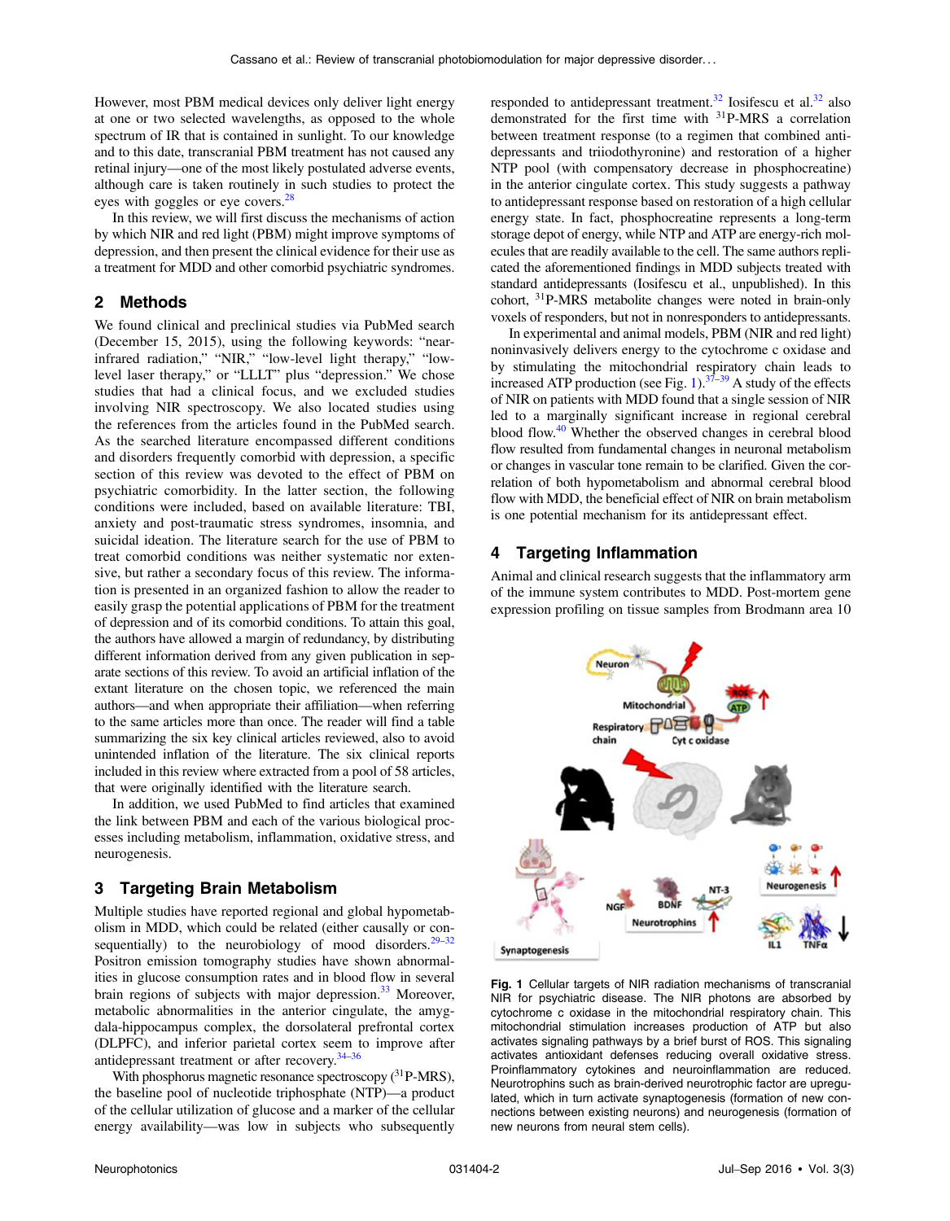However, most PBM medical devices only deliver light energy at one or two selected wavelengths, as opposed to the whole spectrum of IR that is contained in sunlight. To our knowledge and to this date, transcranial PBM treatment has not caused any retinal injury—one of the most likely postulated adverse events, although care is taken routinely in such studies to protect the eyes with goggles or eye covers.[28]

In this review, we will first discuss the mechanisms of action by which NIR and red light (PBM) might improve symptoms of depression, and then present the clinical evidence for their use as a treatment for MDD and other comorbid psychiatric syndromes.

## 2 Methods

We found clinical and preclinical studies via PubMed search (December 15, 2015), using the following keywords: "near-infrared radiation," "NIR," "low-level light therapy," "low-level laser therapy," or "LLLT" plus "depression." We chose studies that had a clinical focus, and we excluded studies involving NIR spectroscopy. We also located studies using the references from the articles found in the PubMed search. As the searched literature encompassed different conditions and disorders frequently comorbid with depression, a specific section of this review was devoted to the effect of PBM on psychiatric comorbidity. In the latter section, the following conditions were included, based on available literature: TBI, anxiety and post-traumatic stress syndromes, insomnia, and suicidal ideation. The literature search for the use of PBM to treat comorbid conditions was neither systematic nor extensive, but rather a secondary focus of this review. The information is presented in an organized fashion to allow the reader to easily grasp the potential applications of PBM for the treatment of depression and of its comorbid conditions. To attain this goal, the authors have allowed a margin of redundancy, by distributing different information derived from any given publication in separate sections of this review. To avoid an artificial inflation of the extant literature on the chosen topic, we referenced the main authors—and when appropriate their affiliation—when referring to the same articles more than once. The reader will find a table summarizing the six key clinical articles reviewed, also to avoid unintended inflation of the literature. The six clinical reports included in this review where extracted from a pool of 58 articles, that were originally identified with the literature search.

In addition, we used PubMed to find articles that examined the link between PBM and each of the various biological processes including metabolism, inflammation, oxidative stress, and neurogenesis.

## 3 Targeting Brain Metabolism

Multiple studies have reported regional and global hypometabolism in MDD, which could be related (either causally or consequentially) to the neurobiology of mood disorders.[29–32] Positron emission tomography studies have shown abnormalities in glucose consumption rates and in blood flow in several brain regions of subjects with major depression.[33] Moreover, metabolic abnormalities in the anterior cingulate, the amygdala-hippocampus complex, the dorsolateral prefrontal cortex (DLPFC), and inferior parietal cortex seem to improve after antidepressant treatment or after recovery.[34–36]

With phosphorus magnetic resonance spectroscopy ($^{31}$P-MRS), the baseline pool of nucleotide triphosphate (NTP)—a product of the cellular utilization of glucose and a marker of the cellular energy availability—was low in subjects who subsequently responded to antidepressant treatment.[32] Iosifescu et al.[32] also demonstrated for the first time with $^{31}$P-MRS a correlation between treatment response (to a regimen that combined antidepressants and triiodothyronine) and restoration of a higher NTP pool (with compensatory decrease in phosphocreatine) in the anterior cingulate cortex. This study suggests a pathway to antidepressant response based on restoration of a high cellular energy state. In fact, phosphocreatine represents a long-term storage depot of energy, while NTP and ATP are energy-rich molecules that are readily available to the cell. The same authors replicated the aforementioned findings in MDD subjects treated with standard antidepressants (Iosifescu et al., unpublished). In this cohort, $^{31}$P-MRS metabolite changes were noted in brain-only voxels of responders, but not in nonresponders to antidepressants.

In experimental and animal models, PBM (NIR and red light) noninvasively delivers energy to the cytochrome c oxidase and by stimulating the mitochondrial respiratory chain leads to increased ATP production (see Fig. 1).[37–39] A study of the effects of NIR on patients with MDD found that a single session of NIR led to a marginally significant increase in regional cerebral blood flow.[40] Whether the observed changes in cerebral blood flow resulted from fundamental changes in neuronal metabolism or changes in vascular tone remain to be clarified. Given the correlation of both hypometabolism and abnormal cerebral blood flow with MDD, the beneficial effect of NIR on brain metabolism is one potential mechanism for its antidepressant effect.

## 4 Targeting Inflammation

Animal and clinical research suggests that the inflammatory arm of the immune system contributes to MDD. Post-mortem gene expression profiling on tissue samples from Brodmann area 10

Neuron
Mitochondrial
ROS
ATP
Respiratory chain
Cyt c oxidase
Neurogenesis
NGF
BDNF
NT-3
Neurotrophins
IL1
TNFα
Synaptogenesis

**Fig. 1** Cellular targets of NIR radiation mechanisms of transcranial NIR for psychiatric disease. The NIR photons are absorbed by cytochrome c oxidase in the mitochondrial respiratory chain. This mitochondrial stimulation increases production of ATP but also activates signaling pathways by a brief burst of ROS. This signaling activates antioxidant defenses reducing overall oxidative stress. Proinflammatory cytokines and neuroinflammation are reduced. Neurotrophins such as brain-derived neurotrophic factor are upregulated, which in turn activate synaptogenesis (formation of new connections between existing neurons) and neurogenesis (formation of new neurons from neural stem cells).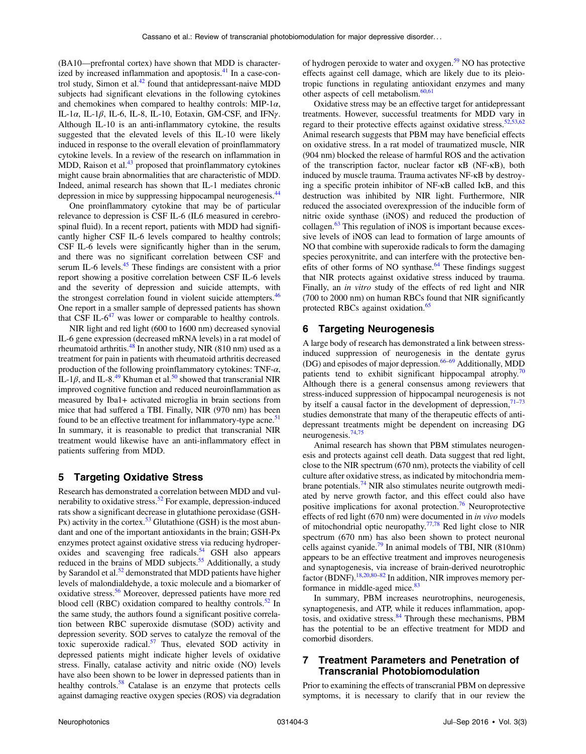(BA10—prefrontal cortex) have shown that MDD is characterized by increased inflammation and apoptosis.[41] In a case-control study, Simon et al.[42] found that antidepressant-naive MDD subjects had significant elevations in the following cytokines and chemokines when compared to healthy controls: MIP-1$\alpha$, IL-1$\alpha$, IL-1$\beta$, IL-6, IL-8, IL-10, Eotaxin, GM-CSF, and IFN$\gamma$. Although IL-10 is an anti-inflammatory cytokine, the results suggested that the elevated levels of this IL-10 were likely induced in response to the overall elevation of proinflammatory cytokine levels. In a review of the research on inflammation in MDD, Raison et al.[43] proposed that proinflammatory cytokines might cause brain abnormalities that are characteristic of MDD. Indeed, animal research has shown that IL-1 mediates chronic depression in mice by suppressing hippocampal neurogenesis.[44]

One proinflammatory cytokine that may be of particular relevance to depression is CSF IL-6 (IL6 measured in cerebrospinal fluid). In a recent report, patients with MDD had significantly higher CSF IL-6 levels compared to healthy controls; CSF IL-6 levels were significantly higher than in the serum, and there was no significant correlation between CSF and serum IL-6 levels.[45] These findings are consistent with a prior report showing a positive correlation between CSF IL-6 levels and the severity of depression and suicide attempts, with the strongest correlation found in violent suicide attempters.[46] One report in a smaller sample of depressed patients has shown that CSF IL-6[47] was lower or comparable to healthy controls.

NIR light and red light (600 to 1600 nm) decreased synovial IL-6 gene expression (decreased mRNA levels) in a rat model of rheumatoid arthritis.[48] In another study, NIR (810 nm) used as a treatment for pain in patients with rheumatoid arthritis decreased production of the following proinflammatory cytokines: TNF-$\alpha$, IL-1$\beta$, and IL-8.[49] Khuman et al.[50] showed that transcranial NIR improved cognitive function and reduced neuroinflammation as measured by Iba1+ activated microglia in brain sections from mice that had suffered a TBI. Finally, NIR (970 nm) has been found to be an effective treatment for inflammatory-type acne.[51] In summary, it is reasonable to predict that transcranial NIR treatment would likewise have an anti-inflammatory effect in patients suffering from MDD.

## 5 Targeting Oxidative Stress

Research has demonstrated a correlation between MDD and vulnerability to oxidative stress.[52] For example, depression-induced rats show a significant decrease in glutathione peroxidase (GSH-Px) activity in the cortex.[53] Glutathione (GSH) is the most abundant and one of the important antioxidants in the brain; GSH-Px enzymes protect against oxidative stress via reducing hydroperoxides and scavenging free radicals.[54] GSH also appears reduced in the brains of MDD subjects.[55] Additionally, a study by Sarandol et al.[52] demonstrated that MDD patients have higher levels of malondialdehyde, a toxic molecule and a biomarker of oxidative stress.[56] Moreover, depressed patients have more red blood cell (RBC) oxidation compared to healthy controls.[52] In the same study, the authors found a significant positive correlation between RBC superoxide dismutase (SOD) activity and depression severity. SOD serves to catalyze the removal of the toxic superoxide radical.[57] Thus, elevated SOD activity in depressed patients might indicate higher levels of oxidative stress. Finally, catalase activity and nitric oxide (NO) levels have also been shown to be lower in depressed patients than in healthy controls.[58] Catalase is an enzyme that protects cells against damaging reactive oxygen species (ROS) via degradation of hydrogen peroxide to water and oxygen.[59] NO has protective effects against cell damage, which are likely due to its pleiotropic functions in regulating antioxidant enzymes and many other aspects of cell metabolism.[60,61]

Oxidative stress may be an effective target for antidepressant treatments. However, successful treatments for MDD vary in regard to their protective effects against oxidative stress.[52,53,62] Animal research suggests that PBM may have beneficial effects on oxidative stress. In a rat model of traumatized muscle, NIR (904 nm) blocked the release of harmful ROS and the activation of the transcription factor, nuclear factor κB (NF-κB), both induced by muscle trauma. Trauma activates NF-κB by destroying a specific protein inhibitor of NF-κB called IκB, and this destruction was inhibited by NIR light. Furthermore, NIR reduced the associated overexpression of the inducible form of nitric oxide synthase (iNOS) and reduced the production of collagen.[63] This regulation of iNOS is important because excessive levels of iNOS can lead to formation of large amounts of NO that combine with superoxide radicals to form the damaging species peroxynitrite, and can interfere with the protective benefits of other forms of NO synthase.[64] These findings suggest that NIR protects against oxidative stress induced by trauma. Finally, an *in vitro* study of the effects of red light and NIR (700 to 2000 nm) on human RBCs found that NIR significantly protected RBCs against oxidation.[65]

## 6 Targeting Neurogenesis

A large body of research has demonstrated a link between stress-induced suppression of neurogenesis in the dentate gyrus (DG) and episodes of major depression.[66–69] Additionally, MDD patients tend to exhibit significant hippocampal atrophy.[70] Although there is a general consensus among reviewers that stress-induced suppression of hippocampal neurogenesis is not by itself a causal factor in the development of depression,[71–73] studies demonstrate that many of the therapeutic effects of antidepressant treatments might be dependent on increasing DG neurogenesis.[74,75]

Animal research has shown that PBM stimulates neurogenesis and protects against cell death. Data suggest that red light, close to the NIR spectrum (670 nm), protects the viability of cell culture after oxidative stress, as indicated by mitochondria membrane potentials.[74] NIR also stimulates neurite outgrowth mediated by nerve growth factor, and this effect could also have positive implications for axonal protection.[76] Neuroprotective effects of red light (670 nm) were documented in *in vivo* models of mitochondrial optic neuropathy.[77,78] Red light close to NIR spectrum (670 nm) has also been shown to protect neuronal cells against cyanide.[79] In animal models of TBI, NIR (810nm) appears to be an effective treatment and improves neurogenesis and synaptogenesis, via increase of brain-derived neurotrophic factor (BDNF).[18,20,80–82] In addition, NIR improves memory performance in middle-aged mice.[83]

In summary, PBM increases neurotrophins, neurogenesis, synaptogenesis, and ATP, while it reduces inflammation, apoptosis, and oxidative stress.[84] Through these mechanisms, PBM has the potential to be an effective treatment for MDD and comorbid disorders.

## 7 Treatment Parameters and Penetration of Transcranial Photobiomodulation

Prior to examining the effects of transcranial PBM on depressive symptoms, it is necessary to clarify that in our review the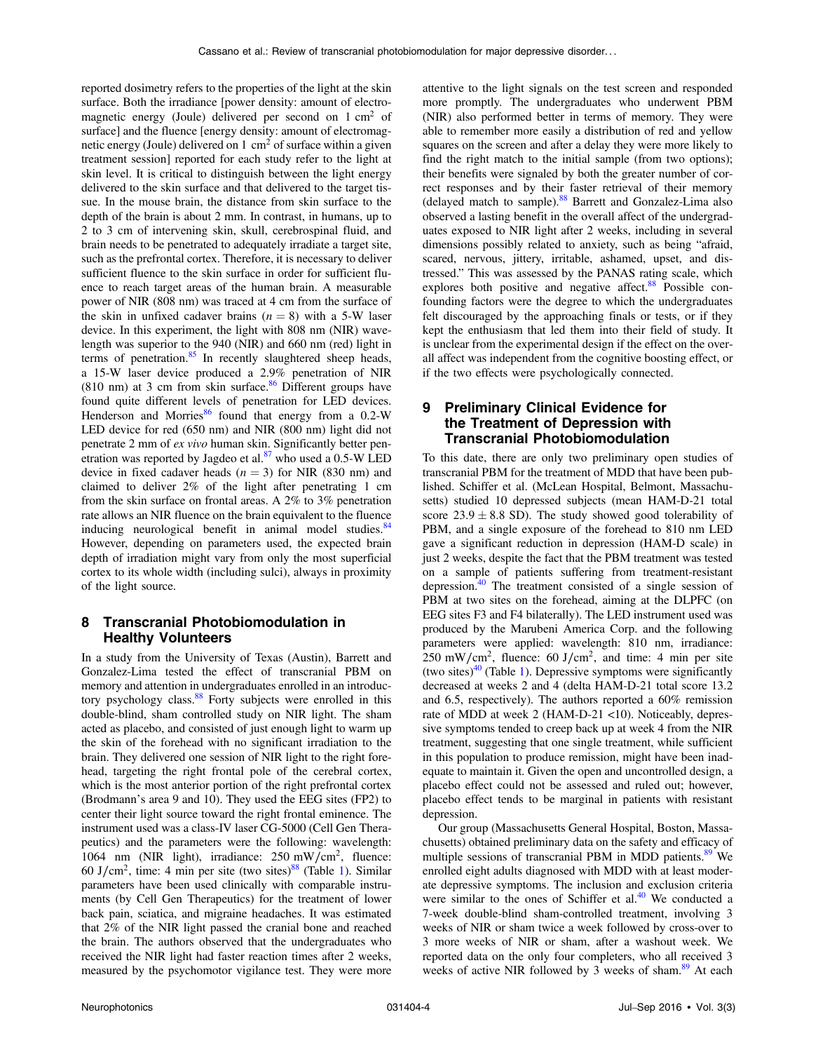reported dosimetry refers to the properties of the light at the skin surface. Both the irradiance [power density: amount of electromagnetic energy (Joule) delivered per second on 1 $cm^2$ of surface] and the fluence [energy density: amount of electromagnetic energy (Joule) delivered on 1 $cm^2$ of surface within a given treatment session] reported for each study refer to the light at skin level. It is critical to distinguish between the light energy delivered to the skin surface and that delivered to the target tissue. In the mouse brain, the distance from skin surface to the depth of the brain is about 2 mm. In contrast, in humans, up to 2 to 3 cm of intervening skin, skull, cerebrospinal fluid, and brain needs to be penetrated to adequately irradiate a target site, such as the prefrontal cortex. Therefore, it is necessary to deliver sufficient fluence to the skin surface in order for sufficient fluence to reach target areas of the human brain. A measurable power of NIR (808 nm) was traced at 4 cm from the surface of the skin in unfixed cadaver brains ($n = 8$) with a 5-W laser device. In this experiment, the light with 808 nm (NIR) wavelength was superior to the 940 (NIR) and 660 nm (red) light in terms of penetration.[85] In recently slaughtered sheep heads, a 15-W laser device produced a 2.9% penetration of NIR (810 nm) at 3 cm from skin surface.[86] Different groups have found quite different levels of penetration for LED devices. Henderson and Morries[86] found that energy from a 0.2-W LED device for red (650 nm) and NIR (800 nm) light did not penetrate 2 mm of *ex vivo* human skin. Significantly better penetration was reported by Jagdeo et al.[87] who used a 0.5-W LED device in fixed cadaver heads ($n = 3$) for NIR (830 nm) and claimed to deliver 2% of the light after penetrating 1 cm from the skin surface on frontal areas. A 2% to 3% penetration rate allows an NIR fluence on the brain equivalent to the fluence inducing neurological benefit in animal model studies.[84] However, depending on parameters used, the expected brain depth of irradiation might vary from only the most superficial cortex to its whole width (including sulci), always in proximity of the light source.

## 8 Transcranial Photobiomodulation in Healthy Volunteers

In a study from the University of Texas (Austin), Barrett and Gonzalez-Lima tested the effect of transcranial PBM on memory and attention in undergraduates enrolled in an introductory psychology class.[88] Forty subjects were enrolled in this double-blind, sham controlled study on NIR light. The sham acted as placebo, and consisted of just enough light to warm up the skin of the forehead with no significant irradiation to the brain. They delivered one session of NIR light to the right forehead, targeting the right frontal pole of the cerebral cortex, which is the most anterior portion of the right prefrontal cortex (Brodmann's area 9 and 10). They used the EEG sites (FP2) to center their light source toward the right frontal eminence. The instrument used was a class-IV laser CG-5000 (Cell Gen Therapeutics) and the parameters were the following: wavelength: 1064 nm (NIR light), irradiance: 250 $mW/cm^2$, fluence: 60 $J/cm^2$, time: 4 min per site (two sites)[88] (Table 1). Similar parameters have been used clinically with comparable instruments (by Cell Gen Therapeutics) for the treatment of lower back pain, sciatica, and migraine headaches. It was estimated that 2% of the NIR light passed the cranial bone and reached the brain. The authors observed that the undergraduates who received the NIR light had faster reaction times after 2 weeks, measured by the psychomotor vigilance test. They were more attentive to the light signals on the test screen and responded more promptly. The undergraduates who underwent PBM (NIR) also performed better in terms of memory. They were able to remember more easily a distribution of red and yellow squares on the screen and after a delay they were more likely to find the right match to the initial sample (from two options); their benefits were signaled by both the greater number of correct responses and by their faster retrieval of their memory (delayed match to sample).[88] Barrett and Gonzalez-Lima also observed a lasting benefit in the overall affect of the undergraduates exposed to NIR light after 2 weeks, including in several dimensions possibly related to anxiety, such as being "afraid, scared, nervous, jittery, irritable, ashamed, upset, and distressed." This was assessed by the PANAS rating scale, which explores both positive and negative affect.[88] Possible confounding factors were the degree to which the undergraduates felt discouraged by the approaching finals or tests, or if they kept the enthusiasm that led them into their field of study. It is unclear from the experimental design if the effect on the overall affect was independent from the cognitive boosting effect, or if the two effects were psychologically connected.

## 9 Preliminary Clinical Evidence for the Treatment of Depression with Transcranial Photobiomodulation

To this date, there are only two preliminary open studies of transcranial PBM for the treatment of MDD that have been published. Schiffer et al. (McLean Hospital, Belmont, Massachusetts) studied 10 depressed subjects (mean HAM-D-21 total score $23.9 \pm 8.8$ SD). The study showed good tolerability of PBM, and a single exposure of the forehead to 810 nm LED gave a significant reduction in depression (HAM-D scale) in just 2 weeks, despite the fact that the PBM treatment was tested on a sample of patients suffering from treatment-resistant depression.[40] The treatment consisted of a single session of PBM at two sites on the forehead, aiming at the DLPFC (on EEG sites F3 and F4 bilaterally). The LED instrument used was produced by the Marubeni America Corp. and the following parameters were applied: wavelength: 810 nm, irradiance: 250 $mW/cm^2$, fluence: 60 $J/cm^2$, and time: 4 min per site (two sites)[40] (Table 1). Depressive symptoms were significantly decreased at weeks 2 and 4 (delta HAM-D-21 total score 13.2 and 6.5, respectively). The authors reported a 60% remission rate of MDD at week 2 (HAM-D-21 <10). Noticeably, depressive symptoms tended to creep back up at week 4 from the NIR treatment, suggesting that one single treatment, while sufficient in this population to produce remission, might have been inadequate to maintain it. Given the open and uncontrolled design, a placebo effect could not be assessed and ruled out; however, placebo effect tends to be marginal in patients with resistant depression.

Our group (Massachusetts General Hospital, Boston, Massachusetts) obtained preliminary data on the safety and efficacy of multiple sessions of transcranial PBM in MDD patients.[89] We enrolled eight adults diagnosed with MDD with at least moderate depressive symptoms. The inclusion and exclusion criteria were similar to the ones of Schiffer et al.[40] We conducted a 7-week double-blind sham-controlled treatment, involving 3 weeks of NIR or sham twice a week followed by cross-over to 3 more weeks of NIR or sham, after a washout week. We reported data on the only four completers, who all received 3 weeks of active NIR followed by 3 weeks of sham.[89] At each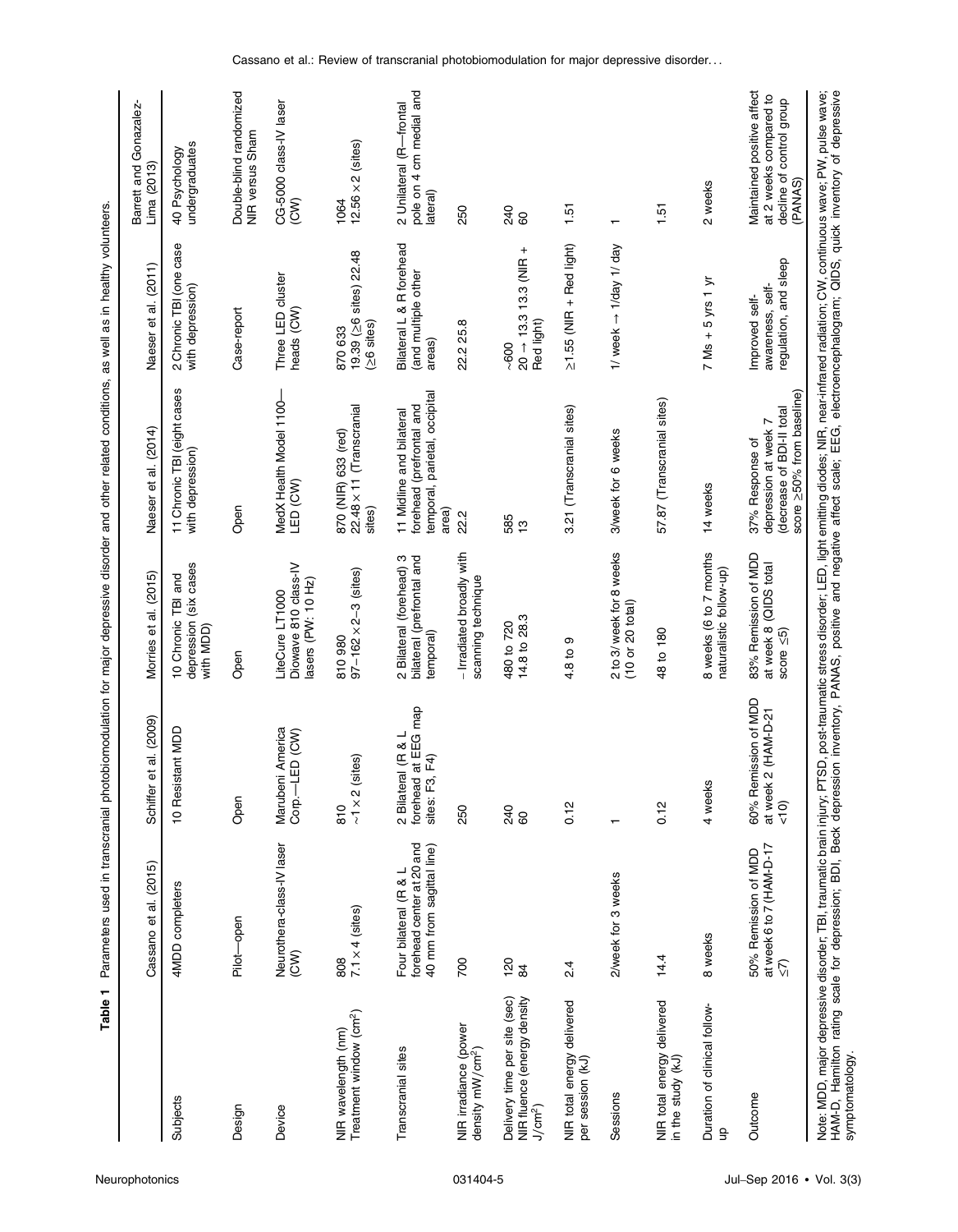**Table 1** Parameters used in transcranial photobiomodulation for major depressive disorder and other related conditions, as well as in healthy volunteers.

| | Cassano et al. (2015) | Schiffer et al. (2009) | Morries et al. (2015) | Naeser et al. (2014) | Naeser et al. (2011) | Barrett and Gonzalez-Lima (2013) |
|---|---|---|---|---|---|---|
| Subjects | 4MDD completers | 10 Resistant MDD | 10 Chronic TBI and depression (six cases with MDD) | 11 Chronic TBI (eight cases with depression) | 2 Chronic TBI (one case with depression) | 40 Psychology undergraduates |
| Design | Pilot—open | Open | Open | Open | Case-report | Double-blind randomized NIR versus Sham |
| Device | Neurothera-class-IV laser (CW) | Marubeni America Corp.—LED (CW) | LiteCure LT1000 Diowave 810 class-IV lasers (PW: 10 Hz) | MedX Health Model 1100—LED (CW) | Three LED cluster heads (CW) | CG-5000 class-IV laser (CW) |
| NIR wavelength (nm) Treatment window (cm²) | 808 7.1 × 4 (sites) | 810 ∼1 × 2 (sites) | 810 980 97–162 × 2–3 (sites) | 870 (NIR) 633 (red) 22.48 × 11 (Transcranial sites) | 870 633 19.39 (≥6 sites) 22.48 (≥6 sites) | 1064 12.56 × 2 (sites) |
| Transcranial sites | Four bilateral (R & L forehead center at 20 and 40 mm from sagittal line) | 2 Bilateral (R & L forehead at EEG map sites: F3, F4) | 2 Bilateral (forehead) 3 bilateral (prefrontal and temporal) | 11 Midline and bilateral forehead (prefrontal and temporal, parietal, occipital area) | Bilateral L & R forehead (and multiple other areas) | 2 Unilateral (R—frontal pole on 4 cm medial and lateral) |
| NIR irradiance (power density mW/cm²) | 700 | 250 | – Irradiated broadly with scanning technique | 22.2 | 22.2 25.8 | 250 |
| Delivery time per site (sec) NIR fluence (energy density J/cm²) | 120 84 | 240 60 | 480 to 720 14.8 to 28.3 | 585 13 | ∼600 20 → 13.3 13.3 (NIR + Red light) | 240 60 |
| NIR total energy delivered per session (kJ) | 2.4 | 0.12 | 4.8 to 9 | 3.21 (Transcranial sites) | ≥1.55 (NIR + Red light) | 1.51 |
| Sessions | 2/week for 3 weeks | 1 | 2 to 3/ week for 8 weeks (10 or 20 total) | 3/week for 6 weeks | 1/ week → 1/day 1/ day | 1 |
| NIR total energy delivered in the study (kJ) | 14.4 | 0.12 | 48 to 180 | 57.87 (Transcranial sites) | | 1.51 |
| Duration of clinical follow-up | 8 weeks | 4 weeks | 8 weeks (6 to 7 months naturalistic follow-up) | 14 weeks | 7 Ms + 5 yrs 1 yr | 2 weeks |
| Outcome | 50% Remission of MDD at week 6 to 7 (HAM-D-17 ≤7) | 60% Remission of MDD at week 2 (HAM-D-21 <10) | 83% Remission of MDD at week 8 (QIDS total score ≤5) | 37% Response of depression at week 7 (decrease of BDI-II total score ≥50% from baseline) | Improved self-awareness, self-regulation, and sleep | Maintained positive affect at 2 weeks compared to decline of control group (PANAS) |

Note: MDD, major depressive disorder; TBI, traumatic brain injury; PTSD, post-traumatic stress disorder; LED, light emitting diodes; NIR, near-infrared radiation; CW, continuous wave; PW, pulse wave; HAM-D, Hamilton rating scale for depression; BDI, Beck depression inventory, PANAS, positive and negative affect scale; EEG, electroencephalogram; QIDS, quick inventory of depressive symptomatology.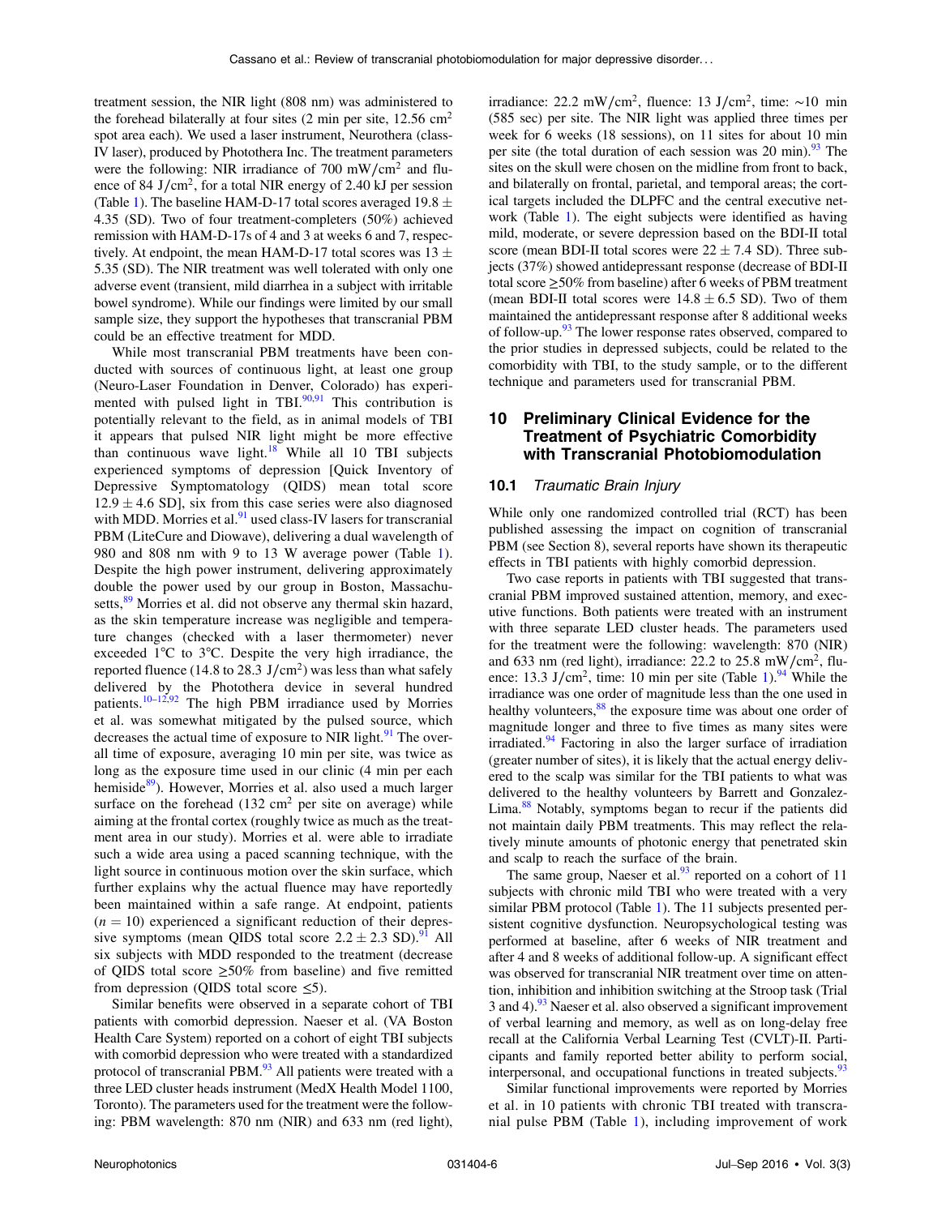treatment session, the NIR light (808 nm) was administered to the forehead bilaterally at four sites (2 min per site, 12.56 $cm^2$ spot area each). We used a laser instrument, Neurothera (class-IV laser), produced by Photothera Inc. The treatment parameters were the following: NIR irradiance of 700 $mW/cm^2$ and fluence of 84 $J/cm^2$, for a total NIR energy of 2.40 kJ per session (Table 1). The baseline HAM-D-17 total scores averaged $19.8 \pm 4.35$ (SD). Two of four treatment-completers (50%) achieved remission with HAM-D-17s of 4 and 3 at weeks 6 and 7, respectively. At endpoint, the mean HAM-D-17 total scores was $13 \pm 5.35$ (SD). The NIR treatment was well tolerated with only one adverse event (transient, mild diarrhea in a subject with irritable bowel syndrome). While our findings were limited by our small sample size, they support the hypotheses that transcranial PBM could be an effective treatment for MDD.

While most transcranial PBM treatments have been conducted with sources of continuous light, at least one group (Neuro-Laser Foundation in Denver, Colorado) has experimented with pulsed light in TBI.[90,91] This contribution is potentially relevant to the field, as in animal models of TBI it appears that pulsed NIR light might be more effective than continuous wave light.[18] While all 10 TBI subjects experienced symptoms of depression [Quick Inventory of Depressive Symptomatology (QIDS) mean total score $12.9 \pm 4.6$ SD], six from this case series were also diagnosed with MDD. Morries et al.[91] used class-IV lasers for transcranial PBM (LiteCure and Diowave), delivering a dual wavelength of 980 and 808 nm with 9 to 13 W average power (Table 1). Despite the high power instrument, delivering approximately double the power used by our group in Boston, Massachusetts,[89] Morries et al. did not observe any thermal skin hazard, as the skin temperature increase was negligible and temperature changes (checked with a laser thermometer) never exceeded 1°C to 3°C. Despite the very high irradiance, the reported fluence (14.8 to 28.3 $J/cm^2$) was less than what safely delivered by the Photothera device in several hundred patients.[10–12,92] The high PBM irradiance used by Morries et al. was somewhat mitigated by the pulsed source, which decreases the actual time of exposure to NIR light.[91] The overall time of exposure, averaging 10 min per site, was twice as long as the exposure time used in our clinic (4 min per each hemisite[89]). However, Morries et al. also used a much larger surface on the forehead (132 $cm^2$ per site on average) while aiming at the frontal cortex (roughly twice as much as the treatment area in our study). Morries et al. were able to irradiate such a wide area using a paced scanning technique, with the light source in continuous motion over the skin surface, which further explains why the actual fluence may have reportedly been maintained within a safe range. At endpoint, patients ($n = 10$) experienced a significant reduction of their depressive symptoms (mean QIDS total score $2.2 \pm 2.3$ SD).[91] All six subjects with MDD responded to the treatment (decrease of QIDS total score $\geq 50\%$ from baseline) and five remitted from depression (QIDS total score $\leq 5$).

Similar benefits were observed in a separate cohort of TBI patients with comorbid depression. Naeser et al. (VA Boston Health Care System) reported on a cohort of eight TBI subjects with comorbid depression who were treated with a standardized protocol of transcranial PBM.[93] All patients were treated with a three LED cluster heads instrument (MedX Health Model 1100, Toronto). The parameters used for the treatment were the following: PBM wavelength: 870 nm (NIR) and 633 nm (red light), irradiance: 22.2 $mW/cm^2$, fluence: 13 $J/cm^2$, time: ~10 min (585 sec) per site. The NIR light was applied three times per week for 6 weeks (18 sessions), on 11 sites for about 10 min per site (the total duration of each session was 20 min).[93] The sites on the skull were chosen on the midline from front to back, and bilaterally on frontal, parietal, and temporal areas; the cortical targets included the DLPFC and the central executive network (Table 1). The eight subjects were identified as having mild, moderate, or severe depression based on the BDI-II total score (mean BDI-II total scores were $22 \pm 7.4$ SD). Three subjects (37%) showed antidepressant response (decrease of BDI-II total score $\geq 50\%$ from baseline) after 6 weeks of PBM treatment (mean BDI-II total scores were $14.8 \pm 6.5$ SD). Two of them maintained the antidepressant response after 8 additional weeks of follow-up.[93] The lower response rates observed, compared to the prior studies in depressed subjects, could be related to the comorbidity with TBI, to the study sample, or to the different technique and parameters used for transcranial PBM.

## 10 Preliminary Clinical Evidence for the Treatment of Psychiatric Comorbidity with Transcranial Photobiomodulation

### 10.1 *Traumatic Brain Injury*

While only one randomized controlled trial (RCT) has been published assessing the impact on cognition of transcranial PBM (see Section 8), several reports have shown its therapeutic effects in TBI patients with highly comorbid depression.

Two case reports in patients with TBI suggested that transcranial PBM improved sustained attention, memory, and executive functions. Both patients were treated with an instrument with three separate LED cluster heads. The parameters used for the treatment were the following: wavelength: 870 (NIR) and 633 nm (red light), irradiance: 22.2 to 25.8 $mW/cm^2$, fluence: 13.3 $J/cm^2$, time: 10 min per site (Table 1).[94] While the irradiance was one order of magnitude less than the one used in healthy volunteers,[88] the exposure time was about one order of magnitude longer and three to five times as many sites were irradiated.[94] Factoring in also the larger surface of irradiation (greater number of sites), it is likely that the actual energy delivered to the scalp was similar for the TBI patients to what was delivered to the healthy volunteers by Barrett and Gonzalez-Lima.[88] Notably, symptoms began to recur if the patients did not maintain daily PBM treatments. This may reflect the relatively minute amounts of photonic energy that penetrated skin and scalp to reach the surface of the brain.

The same group, Naeser et al.[93] reported on a cohort of 11 subjects with chronic mild TBI who were treated with a very similar PBM protocol (Table 1). The 11 subjects presented persistent cognitive dysfunction. Neuropsychological testing was performed at baseline, after 6 weeks of NIR treatment and after 4 and 8 weeks of additional follow-up. A significant effect was observed for transcranial NIR treatment over time on attention, inhibition and inhibition switching at the Stroop task (Trial 3 and 4).[93] Naeser et al. also observed a significant improvement of verbal learning and memory, as well as on long-delay free recall at the California Verbal Learning Test (CVLT)-II. Participants and family reported better ability to perform social, interpersonal, and occupational functions in treated subjects.[93]

Similar functional improvements were reported by Morries et al. in 10 patients with chronic TBI treated with transcranial pulse PBM (Table 1), including improvement of work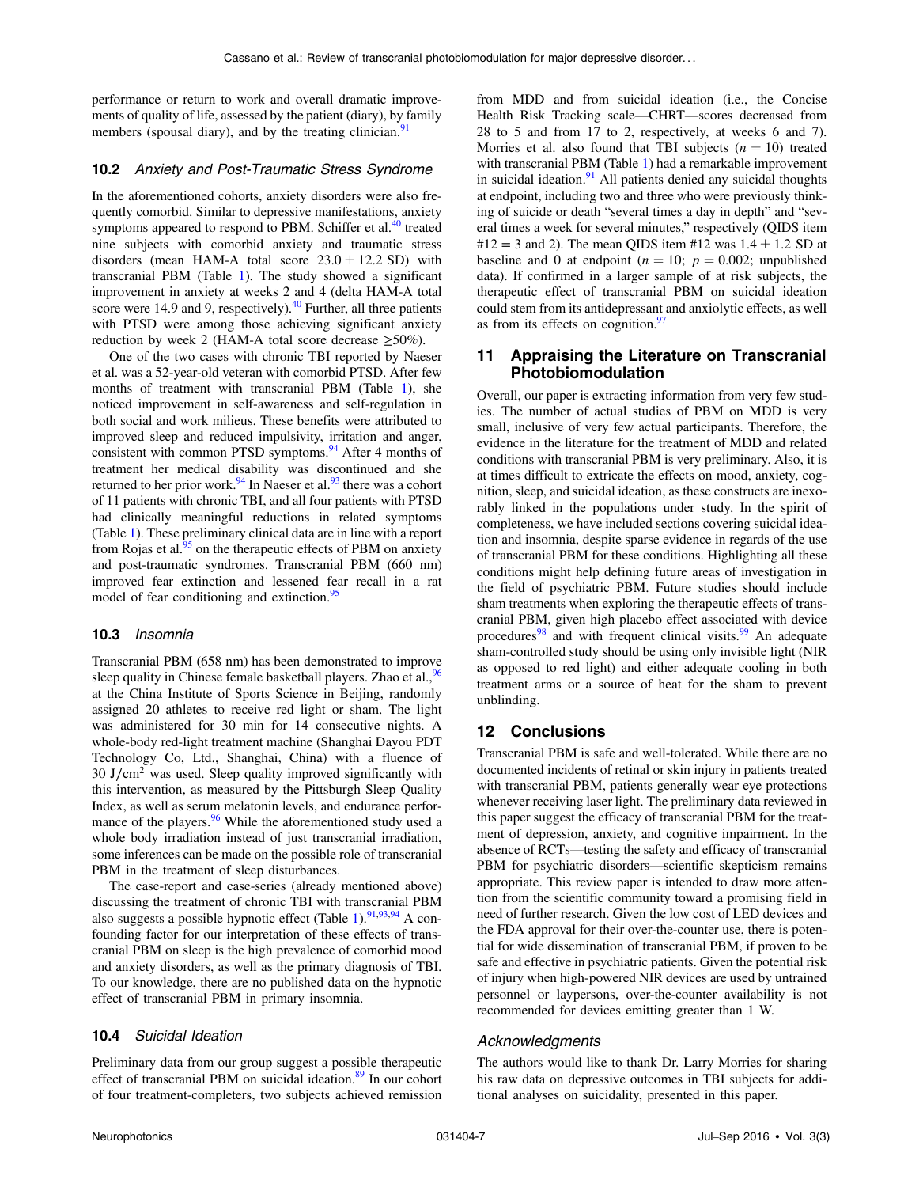performance or return to work and overall dramatic improvements of quality of life, assessed by the patient (diary), by family members (spousal diary), and by the treating clinician.[91]

### 10.2 *Anxiety and Post-Traumatic Stress Syndrome*

In the aforementioned cohorts, anxiety disorders were also frequently comorbid. Similar to depressive manifestations, anxiety symptoms appeared to respond to PBM. Schiffer et al.[40] treated nine subjects with comorbid anxiety and traumatic stress disorders (mean HAM-A total score $23.0 \pm 12.2$ SD) with transcranial PBM (Table 1). The study showed a significant improvement in anxiety at weeks 2 and 4 (delta HAM-A total score were 14.9 and 9, respectively).[40] Further, all three patients with PTSD were among those achieving significant anxiety reduction by week 2 (HAM-A total score decrease $\geq 50\%$).

One of the two cases with chronic TBI reported by Naeser et al. was a 52-year-old veteran with comorbid PTSD. After few months of treatment with transcranial PBM (Table 1), she noticed improvement in self-awareness and self-regulation in both social and work milieus. These benefits were attributed to improved sleep and reduced impulsivity, irritation and anger, consistent with common PTSD symptoms.[94] After 4 months of treatment her medical disability was discontinued and she returned to her prior work.[94] In Naeser et al.[93] there was a cohort of 11 patients with chronic TBI, and all four patients with PTSD had clinically meaningful reductions in related symptoms (Table 1). These preliminary clinical data are in line with a report from Rojas et al.[95] on the therapeutic effects of PBM on anxiety and post-traumatic syndromes. Transcranial PBM (660 nm) improved fear extinction and lessened fear recall in a rat model of fear conditioning and extinction.[95]

### 10.3 *Insomnia*

Transcranial PBM (658 nm) has been demonstrated to improve sleep quality in Chinese female basketball players. Zhao et al.,[96] at the China Institute of Sports Science in Beijing, randomly assigned 20 athletes to receive red light or sham. The light was administered for 30 min for 14 consecutive nights. A whole-body red-light treatment machine (Shanghai Dayou PDT Technology Co, Ltd., Shanghai, China) with a fluence of $30\ \text{J/cm}^2$ was used. Sleep quality improved significantly with this intervention, as measured by the Pittsburgh Sleep Quality Index, as well as serum melatonin levels, and endurance performance of the players.[96] While the aforementioned study used a whole body irradiation instead of just transcranial irradiation, some inferences can be made on the possible role of transcranial PBM in the treatment of sleep disturbances.

The case-report and case-series (already mentioned above) discussing the treatment of chronic TBI with transcranial PBM also suggests a possible hypnotic effect (Table 1).[91,93,94] A confounding factor for our interpretation of these effects of transcranial PBM on sleep is the high prevalence of comorbid mood and anxiety disorders, as well as the primary diagnosis of TBI. To our knowledge, there are no published data on the hypnotic effect of transcranial PBM in primary insomnia.

### 10.4 *Suicidal Ideation*

Preliminary data from our group suggest a possible therapeutic effect of transcranial PBM on suicidal ideation.[89] In our cohort of four treatment-completers, two subjects achieved remission from MDD and from suicidal ideation (i.e., the Concise Health Risk Tracking scale—CHRT—scores decreased from 28 to 5 and from 17 to 2, respectively, at weeks 6 and 7). Morries et al. also found that TBI subjects ($n = 10$) treated with transcranial PBM (Table 1) had a remarkable improvement in suicidal ideation.[91] All patients denied any suicidal thoughts at endpoint, including two and three who were previously thinking of suicide or death "several times a day in depth" and "several times a week for several minutes," respectively (QIDS item #12 = 3 and 2). The mean QIDS item #12 was $1.4 \pm 1.2$ SD at baseline and 0 at endpoint ($n = 10$; $p = 0.002$; unpublished data). If confirmed in a larger sample of at risk subjects, the therapeutic effect of transcranial PBM on suicidal ideation could stem from its antidepressant and anxiolytic effects, as well as from its effects on cognition.[97]

## 11 Appraising the Literature on Transcranial Photobiomodulation

Overall, our paper is extracting information from very few studies. The number of actual studies of PBM on MDD is very small, inclusive of very few actual participants. Therefore, the evidence in the literature for the treatment of MDD and related conditions with transcranial PBM is very preliminary. Also, it is at times difficult to extricate the effects on mood, anxiety, cognition, sleep, and suicidal ideation, as these constructs are inexorably linked in the populations under study. In the spirit of completeness, we have included sections covering suicidal ideation and insomnia, despite sparse evidence in regards of the use of transcranial PBM for these conditions. Highlighting all these conditions might help defining future areas of investigation in the field of psychiatric PBM. Future studies should include sham treatments when exploring the therapeutic effects of transcranial PBM, given high placebo effect associated with device procedures[98] and with frequent clinical visits.[99] An adequate sham-controlled study should be using only invisible light (NIR as opposed to red light) and either adequate cooling in both treatment arms or a source of heat for the sham to prevent unblinding.

## 12 Conclusions

Transcranial PBM is safe and well-tolerated. While there are no documented incidents of retinal or skin injury in patients treated with transcranial PBM, patients generally wear eye protections whenever receiving laser light. The preliminary data reviewed in this paper suggest the efficacy of transcranial PBM for the treatment of depression, anxiety, and cognitive impairment. In the absence of RCTs—testing the safety and efficacy of transcranial PBM for psychiatric disorders—scientific skepticism remains appropriate. This review paper is intended to draw more attention from the scientific community toward a promising field in need of further research. Given the low cost of LED devices and the FDA approval for their over-the-counter use, there is potential for wide dissemination of transcranial PBM, if proven to be safe and effective in psychiatric patients. Given the potential risk of injury when high-powered NIR devices are used by untrained personnel or laypersons, over-the-counter availability is not recommended for devices emitting greater than 1 W.

### *Acknowledgments*

The authors would like to thank Dr. Larry Morries for sharing his raw data on depressive outcomes in TBI subjects for additional analyses on suicidality, presented in this paper.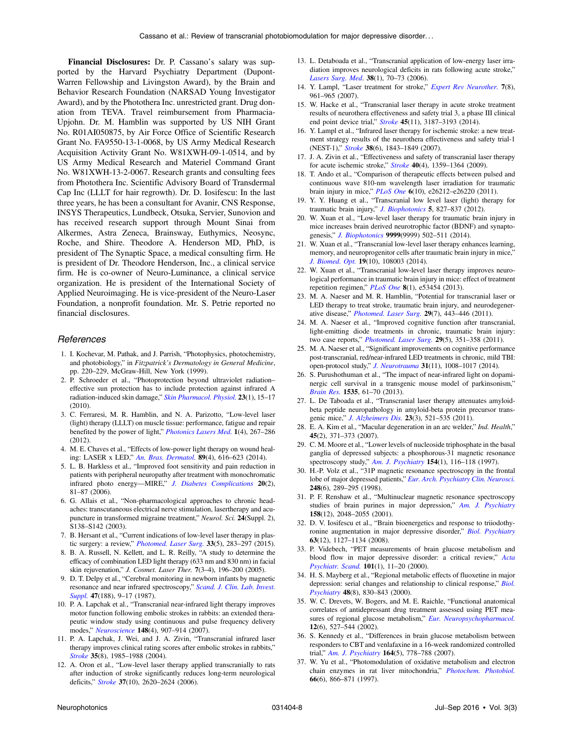**Financial Disclosures:** Dr. P. Cassano's salary was supported by the Harvard Psychiatry Department (Dupont-Warren Fellowship and Livingston Award), by the Brain and Behavior Research Foundation (NARSAD Young Investigator Award), and by the Photothera Inc. unrestricted grant. Drug donation from TEVA. Travel reimbursement from Pharmacia-Upjohn. Dr. M. Hamblin was supported by US NIH Grant No. R01AI050875, by Air Force Office of Scientific Research Grant No. FA9550-13-1-0068, by US Army Medical Research Acquisition Activity Grant No. W81XWH-09-1-0514, and by US Army Medical Research and Materiel Command Grant No. W81XWH-13-2-0067. Research grants and consulting fees from Photothera Inc. Scientific Advisory Board of Transdermal Cap Inc (LLLT for hair regrowth). Dr. D. Iosifescu: In the last three years, he has been a consultant for Avanir, CNS Response, INSYS Therapeutics, Lundbeck, Otsuka, Servier, Sunovion and has received research support through Mount Sinai from Alkermes, Astra Zeneca, Brainsway, Euthymics, Neosync, Roche, and Shire. Theodore A. Henderson MD, PhD, is president of The Synaptic Space, a medical consulting firm. He is president of Dr. Theodore Henderson, Inc., a clinical service firm. He is co-owner of Neuro-Luminance, a clinical service organization. He is president of the International Society of Applied Neuroimaging. He is vice-president of the Neuro-Laser Foundation, a nonprofit foundation. Mr. S. Petrie reported no financial disclosures.

## *References*

1. I. Kochevar, M. Pathak, and J. Parrish, "Photophysics, photochemistry, and photobiology," in *Fitzpatrick's Dermatology in General Medicine*, pp. 220–229, McGraw-Hill, New York (1999).
2. P. Schroeder et al., "Photoprotection beyond ultraviolet radiation–effective sun protection has to include protection against infrared A radiation-induced skin damage," *Skin Pharmacol. Physiol.* **23**(1), 15–17 (2010).
3. C. Ferraresi, M. R. Hamblin, and N. A. Parizotto, "Low-level laser (light) therapy (LLLT) on muscle tissue: performance, fatigue and repair benefited by the power of light," *Photonics Lasers Med.* **1**(4), 267–286 (2012).
4. M. E. Chaves et al., "Effects of low-power light therapy on wound healing: LASER x LED," *An. Bras. Dermatol.* **89**(4), 616–623 (2014).
5. L. B. Harkless et al., "Improved foot sensitivity and pain reduction in patients with peripheral neuropathy after treatment with monochromatic infrared photo energy—MIRE," *J. Diabetes Complications* **20**(2), 81–87 (2006).
6. G. Allais et al., "Non-pharmacological approaches to chronic headaches: transcutaneous electrical nerve stimulation, lasertherapy and acupuncture in transformed migraine treatment," *Neurol. Sci.* **24**(Suppl. 2), S138–S142 (2003).
7. B. Hersant et al., "Current indications of low-level laser therapy in plastic surgery: a review," *Photomed. Laser Surg.* **33**(5), 283–297 (2015).
8. B. A. Russell, N. Kellett, and L. R. Reilly, "A study to determine the efficacy of combination LED light therapy (633 nm and 830 nm) in facial skin rejuvenation," *J. Cosmet. Laser Ther.* **7**(3–4), 196–200 (2005).
9. D. T. Delpy et al., "Cerebral monitoring in newborn infants by magnetic resonance and near infrared spectroscopy," *Scand. J. Clin. Lab. Invest. Suppl.* **47**(188), 9–17 (1987).
10. P. A. Lapchak et al., "Transcranial near-infrared light therapy improves motor function following embolic strokes in rabbits: an extended therapeutic window study using continuous and pulse frequency delivery modes," *Neuroscience* **148**(4), 907–914 (2007).
11. P. A. Lapchak, J. Wei, and J. A. Zivin, "Transcranial infrared laser therapy improves clinical rating scores after embolic strokes in rabbits," *Stroke* **35**(8), 1985–1988 (2004).
12. A. Oron et al., "Low-level laser therapy applied transcranially to rats after induction of stroke significantly reduces long-term neurological deficits," *Stroke* **37**(10), 2620–2624 (2006).
13. L. Detaboada et al., "Transcranial application of low-energy laser irradiation improves neurological deficits in rats following acute stroke," *Lasers Surg. Med.* **38**(1), 70–73 (2006).
14. Y. Lampl, "Laser treatment for stroke," *Expert Rev Neurother.* **7**(8), 961–965 (2007).
15. W. Hacke et al., "Transcranial laser therapy in acute stroke treatment results of neurothera effectiveness and safety trial 3, a phase III clinical end point device trial," *Stroke* **45**(11), 3187–3193 (2014).
16. Y. Lampl et al., "Infrared laser therapy for ischemic stroke: a new treatment strategy results of the neurothera effectiveness and safety trial-1 (NEST-1)," *Stroke* **38**(6), 1843–1849 (2007).
17. J. A. Zivin et al., "Effectiveness and safety of transcranial laser therapy for acute ischemic stroke," *Stroke* **40**(4), 1359–1364 (2009).
18. T. Ando et al., "Comparison of therapeutic effects between pulsed and continuous wave 810-nm wavelength laser irradiation for traumatic brain injury in mice," *PLoS One* **6**(10), e26212–e26220 (2011).
19. Y. Y. Huang et al., "Transcranial low level laser (light) therapy for traumatic brain injury," *J. Biophotonics* **5**, 827–837 (2012).
20. W. Xuan et al., "Low-level laser therapy for traumatic brain injury in mice increases brain derived neurotrophic factor (BDNF) and synaptogenesis," *J. Biophotonics* **9999**(9999) 502–511 (2014).
21. W. Xuan et al., "Transcranial low-level laser therapy enhances learning, memory, and neuroprogenitor cells after traumatic brain injury in mice," *J. Biomed. Opt.* **19**(10), 108003 (2014).
22. W. Xuan et al., "Transcranial low-level laser therapy improves neurological performance in traumatic brain injury in mice: effect of treatment repetition regimen," *PLoS One* **8**(1), e53454 (2013).
23. M. A. Naeser and M. R. Hamblin, "Potential for transcranial laser or LED therapy to treat stroke, traumatic brain injury, and neurodegenerative disease," *Photomed. Laser Surg.* **29**(7), 443–446 (2011).
24. M. A. Naeser et al., "Improved cognitive function after transcranial, light-emitting diode treatments in chronic, traumatic brain injury: two case reports," *Photomed. Laser Surg.* **29**(5), 351–358 (2011).
25. M. A. Naeser et al., "Significant improvements on cognitive performance post-transcranial, red/near-infrared LED treatments in chronic, mild TBI: open-protocol study," *J. Neurotrauma* **31**(11), 1008–1017 (2014).
26. S. Purushothuman et al., "The impact of near-infrared light on dopaminergic cell survival in a transgenic mouse model of parkinsonism," *Brain Res.* **1535**, 61–70 (2013).
27. L. De Taboada et al., "Transcranial laser therapy attenuates amyloid-beta peptide neuropathology in amyloid-beta protein precursor transgenic mice," *J. Alzheimers Dis.* **23**(3), 521–535 (2011).
28. E. A. Kim et al., "Macular degeneration in an arc welder," *Ind. Health*," **45**(2), 371–373 (2007).
29. C. M. Moore et al., "Lower levels of nucleoside triphosphate in the basal ganglia of depressed subjects: a phosphorous-31 magnetic resonance spectroscopy study," *Am. J. Psychiatry* **154**(1), 116–118 (1997).
30. H.-P. Volz et al., "31P magnetic resonance spectroscopy in the frontal lobe of major depressed patients," *Eur. Arch. Psychiatry Clin. Neurosci.* **248**(6), 289–295 (1998).
31. P. F. Renshaw et al., "Multinuclear magnetic resonance spectroscopy studies of brain purines in major depression," *Am. J. Psychiatry* **158**(12), 2048–2055 (2001).
32. D. V. Iosifescu et al., "Brain bioenergetics and response to triiodothyronine augmentation in major depressive disorder," *Biol. Psychiatry* **63**(12), 1127–1134 (2008).
33. P. Videbech, "PET measurements of brain glucose metabolism and blood flow in major depressive disorder: a critical review," *Acta Psychiatr. Scand.* **101**(1), 11–20 (2000).
34. H. S. Mayberg et al., "Regional metabolic effects of fluoxetine in major depression: serial changes and relationship to clinical response," *Biol. Psychiatry* **48**(8), 830–843 (2000).
35. W. C. Drevets, W. Bogers, and M. E. Raichle, "Functional anatomical correlates of antidepressant drug treatment assessed using PET measures of regional glucose metabolism," *Eur. Neuropsychopharmacol.* **12**(6), 527–544 (2002).
36. S. Kennedy et al., "Differences in brain glucose metabolism between responders to CBT and venlafaxine in a 16-week randomized controlled trial," *Am. J. Psychiatry* **164**(5), 778–788 (2007).
37. W. Yu et al., "Photomodulation of oxidative metabolism and electron chain enzymes in rat liver mitochondria," *Photochem. Photobiol.* **66**(6), 866–871 (1997).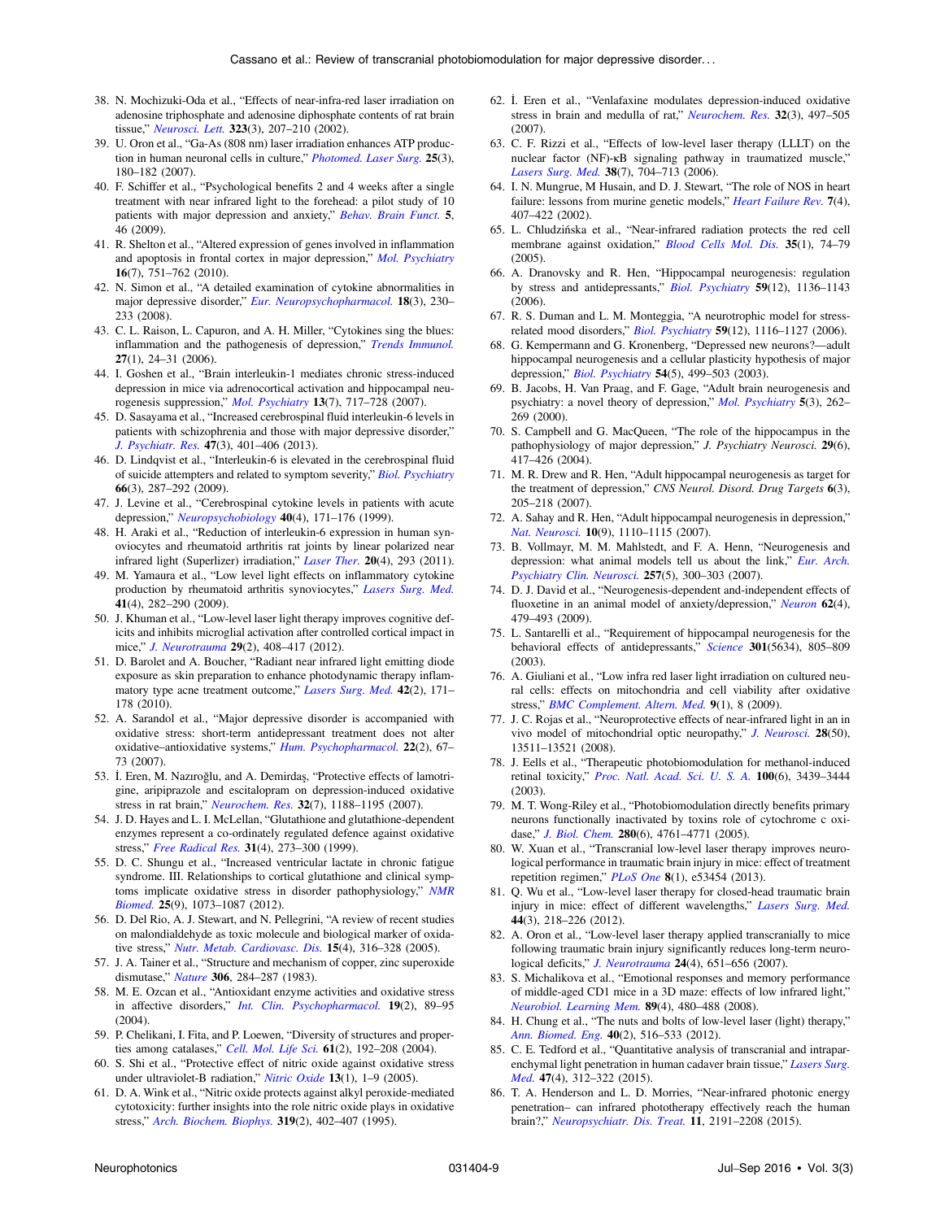38. N. Mochizuki-Oda et al., "Effects of near-infra-red laser irradiation on adenosine triphosphate and adenosine diphosphate contents of rat brain tissue," *Neurosci. Lett.* **323**(3), 207–210 (2002).
39. U. Oron et al., "Ga-As (808 nm) laser irradiation enhances ATP production in human neuronal cells in culture," *Photomed. Laser Surg.* **25**(3), 180–182 (2007).
40. F. Schiffer et al., "Psychological benefits 2 and 4 weeks after a single treatment with near infrared light to the forehead: a pilot study of 10 patients with major depression and anxiety," *Behav. Brain Funct.* **5**, 46 (2009).
41. R. Shelton et al., "Altered expression of genes involved in inflammation and apoptosis in frontal cortex in major depression," *Mol. Psychiatry* **16**(7), 751–762 (2010).
42. N. Simon et al., "A detailed examination of cytokine abnormalities in major depressive disorder," *Eur. Neuropsychopharmacol.* **18**(3), 230–233 (2008).
43. C. L. Raison, L. Capuron, and A. H. Miller, "Cytokines sing the blues: inflammation and the pathogenesis of depression," *Trends Immunol.* **27**(1), 24–31 (2006).
44. I. Goshen et al., "Brain interleukin-1 mediates chronic stress-induced depression in mice via adrenocortical activation and hippocampal neurogenesis suppression," *Mol. Psychiatry* **13**(7), 717–728 (2007).
45. D. Sasayama et al., "Increased cerebrospinal fluid interleukin-6 levels in patients with schizophrenia and those with major depressive disorder," *J. Psychiatr. Res.* **47**(3), 401–406 (2013).
46. D. Lindqvist et al., "Interleukin-6 is elevated in the cerebrospinal fluid of suicide attempters and related to symptom severity," *Biol. Psychiatry* **66**(3), 287–292 (2009).
47. J. Levine et al., "Cerebrospinal cytokine levels in patients with acute depression," *Neuropsychobiology* **40**(4), 171–176 (1999).
48. H. Araki et al., "Reduction of interleukin-6 expression in human synoviocytes and rheumatoid arthritis rat joints by linear polarized near infrared light (Superlizer) irradiation," *Laser Ther.* **20**(4), 293 (2011).
49. M. Yamaura et al., "Low level light effects on inflammatory cytokine production by rheumatoid arthritis synoviocytes," *Lasers Surg. Med.* **41**(4), 282–290 (2009).
50. J. Khuman et al., "Low-level laser light therapy improves cognitive deficits and inhibits microglial activation after controlled cortical impact in mice," *J. Neurotrauma* **29**(2), 408–417 (2012).
51. D. Barolet and A. Boucher, "Radiant near infrared light emitting diode exposure as skin preparation to enhance photodynamic therapy inflammatory type acne treatment outcome," *Lasers Surg. Med.* **42**(2), 171–178 (2010).
52. A. Sarandol et al., "Major depressive disorder is accompanied with oxidative stress: short-term antidepressant treatment does not alter oxidative–antioxidative systems," *Hum. Psychopharmacol.* **22**(2), 67–73 (2007).
53. İ. Eren, M. Nazıroğlu, and A. Demirdaş, "Protective effects of lamotrigine, aripiprazole and escitalopram on depression-induced oxidative stress in rat brain," *Neurochem. Res.* **32**(7), 1188–1195 (2007).
54. J. D. Hayes and L. I. McLellan, "Glutathione and glutathione-dependent enzymes represent a co-ordinately regulated defence against oxidative stress," *Free Radical Res.* **31**(4), 273–300 (1999).
55. D. C. Shungu et al., "Increased ventricular lactate in chronic fatigue syndrome. III. Relationships to cortical glutathione and clinical symptoms implicate oxidative stress in disorder pathophysiology," *NMR Biomed.* **25**(9), 1073–1087 (2012).
56. D. Del Rio, A. J. Stewart, and N. Pellegrini, "A review of recent studies on malondialdehyde as toxic molecule and biological marker of oxidative stress," *Nutr. Metab. Cardiovasc. Dis.* **15**(4), 316–328 (2005).
57. J. A. Tainer et al., "Structure and mechanism of copper, zinc superoxide dismutase," *Nature* **306**, 284–287 (1983).
58. M. E. Ozcan et al., "Antioxidant enzyme activities and oxidative stress in affective disorders," *Int. Clin. Psychopharmacol.* **19**(2), 89–95 (2004).
59. P. Chelikani, I. Fita, and P. Loewen, "Diversity of structures and properties among catalases," *Cell. Mol. Life Sci.* **61**(2), 192–208 (2004).
60. S. Shi et al., "Protective effect of nitric oxide against oxidative stress under ultraviolet-B radiation," *Nitric Oxide* **13**(1), 1–9 (2005).
61. D. A. Wink et al., "Nitric oxide protects against alkyl peroxide-mediated cytotoxicity: further insights into the role nitric oxide plays in oxidative stress," *Arch. Biochem. Biophys.* **319**(2), 402–407 (1995).
62. İ. Eren et al., "Venlafaxine modulates depression-induced oxidative stress in brain and medulla of rat," *Neurochem. Res.* **32**(3), 497–505 (2007).
63. C. F. Rizzi et al., "Effects of low-level laser therapy (LLLT) on the nuclear factor (NF)-κB signaling pathway in traumatized muscle," *Lasers Surg. Med.* **38**(7), 704–713 (2006).
64. I. N. Mungrue, M Husain, and D. J. Stewart, "The role of NOS in heart failure: lessons from murine genetic models," *Heart Failure Rev.* **7**(4), 407–422 (2002).
65. L. Chludzińska et al., "Near-infrared radiation protects the red cell membrane against oxidation," *Blood Cells Mol. Dis.* **35**(1), 74–79 (2005).
66. A. Dranovsky and R. Hen, "Hippocampal neurogenesis: regulation by stress and antidepressants," *Biol. Psychiatry* **59**(12), 1136–1143 (2006).
67. R. S. Duman and L. M. Monteggia, "A neurotrophic model for stress-related mood disorders," *Biol. Psychiatry* **59**(12), 1116–1127 (2006).
68. G. Kempermann and G. Kronenberg, "Depressed new neurons?—adult hippocampal neurogenesis and a cellular plasticity hypothesis of major depression," *Biol. Psychiatry* **54**(5), 499–503 (2003).
69. B. Jacobs, H. Van Praag, and F. Gage, "Adult brain neurogenesis and psychiatry: a novel theory of depression," *Mol. Psychiatry* **5**(3), 262–269 (2000).
70. S. Campbell and G. MacQueen, "The role of the hippocampus in the pathophysiology of major depression," *J. Psychiatry Neurosci.* **29**(6), 417–426 (2004).
71. M. R. Drew and R. Hen, "Adult hippocampal neurogenesis as target for the treatment of depression," *CNS Neurol. Disord. Drug Targets* **6**(3), 205–218 (2007).
72. A. Sahay and R. Hen, "Adult hippocampal neurogenesis in depression," *Nat. Neurosci.* **10**(9), 1110–1115 (2007).
73. B. Vollmayr, M. M. Mahlstedt, and F. A. Henn, "Neurogenesis and depression: what animal models tell us about the link," *Eur. Arch. Psychiatry Clin. Neurosci.* **257**(5), 300–303 (2007).
74. D. J. David et al., "Neurogenesis-dependent and-independent effects of fluoxetine in an animal model of anxiety/depression," *Neuron* **62**(4), 479–493 (2009).
75. L. Santarelli et al., "Requirement of hippocampal neurogenesis for the behavioral effects of antidepressants," *Science* **301**(5634), 805–809 (2003).
76. A. Giuliani et al., "Low infra red laser light irradiation on cultured neural cells: effects on mitochondria and cell viability after oxidative stress," *BMC Complement. Altern. Med.* **9**(1), 8 (2009).
77. J. C. Rojas et al., "Neuroprotective effects of near-infrared light in an in vivo model of mitochondrial optic neuropathy," *J. Neurosci.* **28**(50), 13511–13521 (2008).
78. J. Eells et al., "Therapeutic photobiomodulation for methanol-induced retinal toxicity," *Proc. Natl. Acad. Sci. U. S. A.* **100**(6), 3439–3444 (2003).
79. M. T. Wong-Riley et al., "Photobiomodulation directly benefits primary neurons functionally inactivated by toxins role of cytochrome c oxidase," *J. Biol. Chem.* **280**(6), 4761–4771 (2005).
80. W. Xuan et al., "Transcranial low-level laser therapy improves neurological performance in traumatic brain injury in mice: effect of treatment repetition regimen," *PLoS One* **8**(1), e53454 (2013).
81. Q. Wu et al., "Low-level laser therapy for closed-head traumatic brain injury in mice: effect of different wavelengths," *Lasers Surg. Med.* **44**(3), 218–226 (2012).
82. A. Oron et al., "Low-level laser therapy applied transcranially to mice following traumatic brain injury significantly reduces long-term neurological deficits," *J. Neurotrauma* **24**(4), 651–656 (2007).
83. S. Michalikova et al., "Emotional responses and memory performance of middle-aged CD1 mice in a 3D maze: effects of low infrared light," *Neurobiol. Learning Mem.* **89**(4), 480–488 (2008).
84. H. Chung et al., "The nuts and bolts of low-level laser (light) therapy," *Ann. Biomed. Eng.* **40**(2), 516–533 (2012).
85. C. E. Tedford et al., "Quantitative analysis of transcranial and intraparenchymal light penetration in human cadaver brain tissue," *Lasers Surg. Med.* **47**(4), 312–322 (2015).
86. T. A. Henderson and L. D. Morries, "Near-infrared photonic energy penetration– can infrared phototherapy effectively reach the human brain?," *Neuropsychiatr. Dis. Treat.* **11**, 2191–2208 (2015).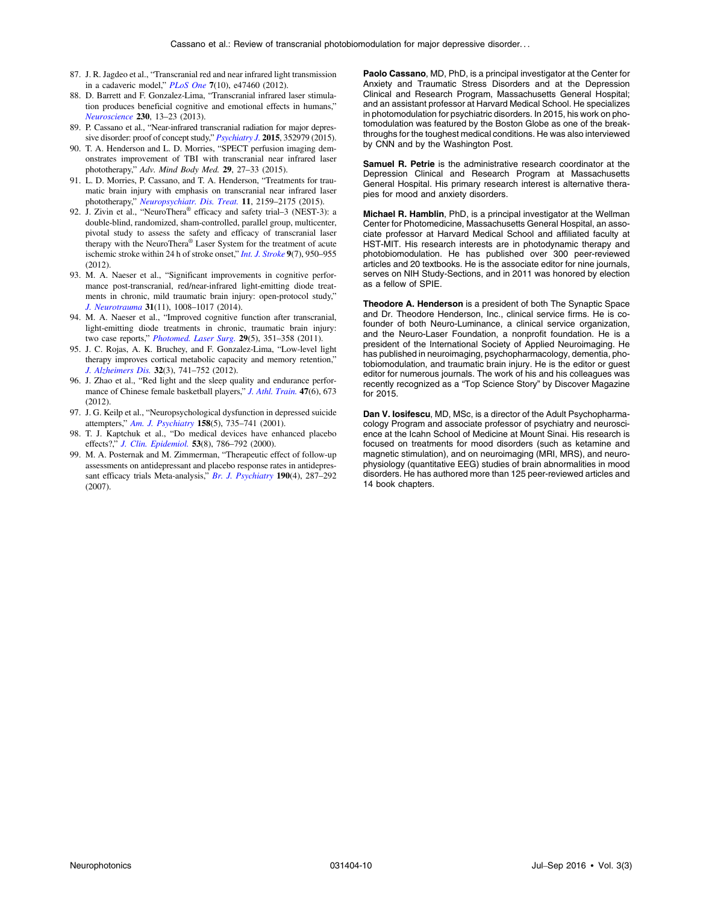87. J. R. Jagdeo et al., "Transcranial red and near infrared light transmission in a cadaveric model," *PLoS One* **7**(10), e47460 (2012).
88. D. Barrett and F. Gonzalez-Lima, "Transcranial infrared laser stimulation produces beneficial cognitive and emotional effects in humans," *Neuroscience* **230**, 13–23 (2013).
89. P. Cassano et al., "Near-infrared transcranial radiation for major depressive disorder: proof of concept study," *Psychiatry J.* **2015**, 352979 (2015).
90. T. A. Henderson and L. D. Morries, "SPECT perfusion imaging demonstrates improvement of TBI with transcranial near infrared laser phototherapy," *Adv. Mind Body Med.* **29**, 27–33 (2015).
91. L. D. Morries, P. Cassano, and T. A. Henderson, "Treatments for traumatic brain injury with emphasis on transcranial near infrared laser phototherapy," *Neuropsychiatr. Dis. Treat.* **11**, 2159–2175 (2015).
92. J. Zivin et al., "NeuroThera® efficacy and safety trial–3 (NEST-3): a double-blind, randomized, sham-controlled, parallel group, multicenter, pivotal study to assess the safety and efficacy of transcranial laser therapy with the NeuroThera® Laser System for the treatment of acute ischemic stroke within 24 h of stroke onset," *Int. J. Stroke* **9**(7), 950–955 (2012).
93. M. A. Naeser et al., "Significant improvements in cognitive performance post-transcranial, red/near-infrared light-emitting diode treatments in chronic, mild traumatic brain injury: open-protocol study," *J. Neurotrauma* **31**(11), 1008–1017 (2014).
94. M. A. Naeser et al., "Improved cognitive function after transcranial, light-emitting diode treatments in chronic, traumatic brain injury: two case reports," *Photomed. Laser Surg.* **29**(5), 351–358 (2011).
95. J. C. Rojas, A. K. Bruchey, and F. Gonzalez-Lima, "Low-level light therapy improves cortical metabolic capacity and memory retention," *J. Alzheimers Dis.* **32**(3), 741–752 (2012).
96. J. Zhao et al., "Red light and the sleep quality and endurance performance of Chinese female basketball players," *J. Athl. Train.* **47**(6), 673 (2012).
97. J. G. Keilp et al., "Neuropsychological dysfunction in depressed suicide attempters," *Am. J. Psychiatry* **158**(5), 735–741 (2001).
98. T. J. Kaptchuk et al., "Do medical devices have enhanced placebo effects?," *J. Clin. Epidemiol.* **53**(8), 786–792 (2000).
99. M. A. Posternak and M. Zimmerman, "Therapeutic effect of follow-up assessments on antidepressant and placebo response rates in antidepressant efficacy trials Meta-analysis," *Br. J. Psychiatry* **190**(4), 287–292 (2007).

**Paolo Cassano**, MD, PhD, is a principal investigator at the Center for Anxiety and Traumatic Stress Disorders and at the Depression Clinical and Research Program, Massachusetts General Hospital; and an assistant professor at Harvard Medical School. He specializes in photomodulation for psychiatric disorders. In 2015, his work on photomodulation was featured by the Boston Globe as one of the breakthroughs for the toughest medical conditions. He was also interviewed by CNN and by the Washington Post.

**Samuel R. Petrie** is the administrative research coordinator at the Depression Clinical and Research Program at Massachusetts General Hospital. His primary research interest is alternative therapies for mood and anxiety disorders.

**Michael R. Hamblin**, PhD, is a principal investigator at the Wellman Center for Photomedicine, Massachusetts General Hospital, an associate professor at Harvard Medical School and affiliated faculty at HST-MIT. His research interests are in photodynamic therapy and photobiomodulation. He has published over 300 peer-reviewed articles and 20 textbooks. He is the associate editor for nine journals, serves on NIH Study-Sections, and in 2011 was honored by election as a fellow of SPIE.

**Theodore A. Henderson** is a president of both The Synaptic Space and Dr. Theodore Henderson, Inc., clinical service firms. He is cofounder of both Neuro-Luminance, a clinical service organization, and the Neuro-Laser Foundation, a nonprofit foundation. He is a president of the International Society of Applied Neuroimaging. He has published in neuroimaging, psychopharmacology, dementia, photobiomodulation, and traumatic brain injury. He is the editor or guest editor for numerous journals. The work of his and his colleagues was recently recognized as a "Top Science Story" by Discover Magazine for 2015.

**Dan V. Iosifescu**, MD, MSc, is a director of the Adult Psychopharmacology Program and associate professor of psychiatry and neuroscience at the Icahn School of Medicine at Mount Sinai. His research is focused on treatments for mood disorders (such as ketamine and magnetic stimulation), and on neuroimaging (MRI, MRS), and neurophysiology (quantitative EEG) studies of brain abnormalities in mood disorders. He has authored more than 125 peer-reviewed articles and 14 book chapters.